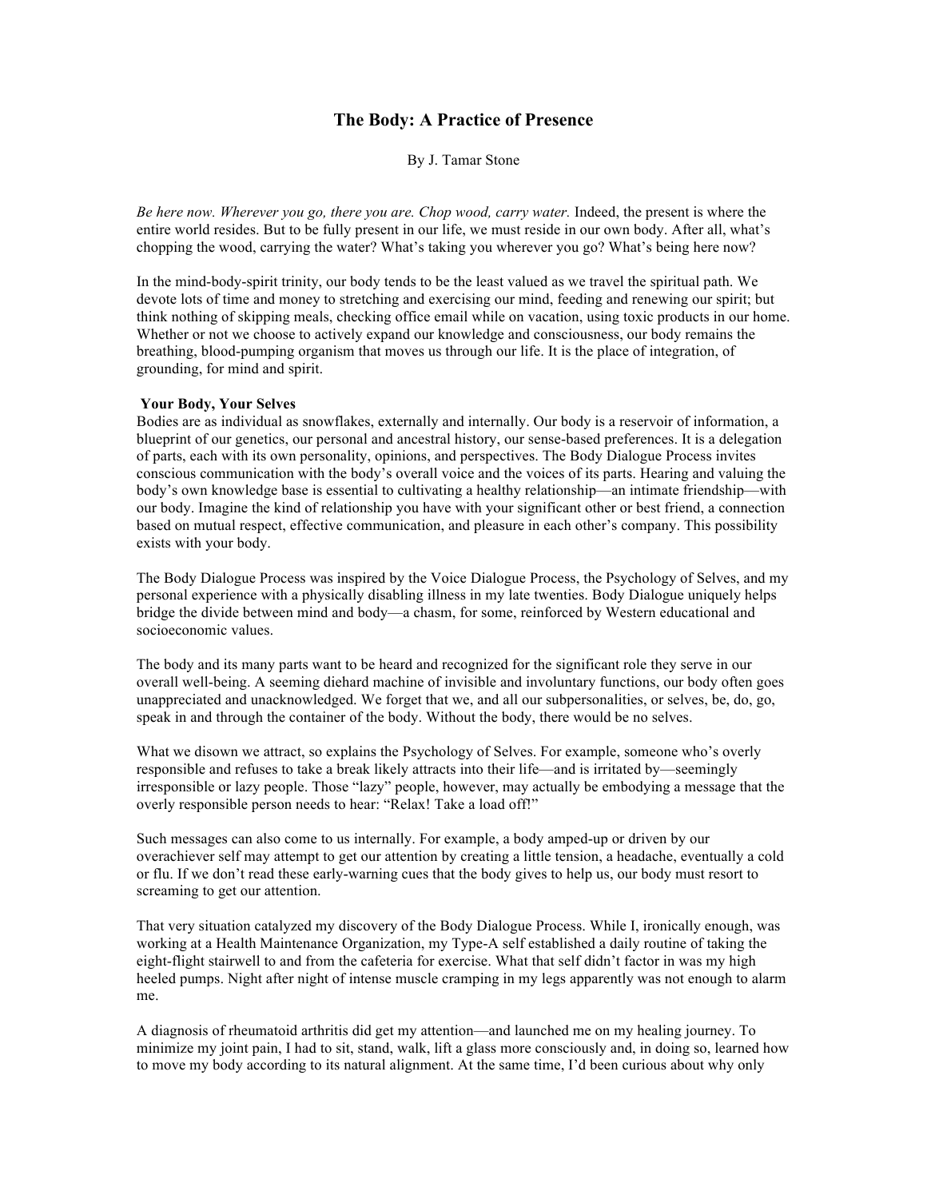# The Body: A Practice of Presence

By J. Tamar Stone

*Be here now. Wherever you go, there you are. Chop wood, carry water.* Indeed, the present is where the entire world resides. But to be fully present in our life, we must reside in our own body. After all, what's chopping the wood, carrying the water? What's taking you wherever you go? What's being here now?

In the mind-body-spirit trinity, our body tends to be the least valued as we travel the spiritual path. We devote lots of time and money to stretching and exercising our mind, feeding and renewing our spirit; but think nothing of skipping meals, checking office email while on vacation, using toxic products in our home. Whether or not we choose to actively expand our knowledge and consciousness, our body remains the breathing, blood-pumping organism that moves us through our life. It is the place of integration, of grounding, for mind and spirit.

**Your Body, Your Selves**

Bodies are as individual as snowflakes, externally and internally. Our body is a reservoir of information, a blueprint of our genetics, our personal and ancestral history, our sense-based preferences. It is a delegation of parts, each with its own personality, opinions, and perspectives. The Body Dialogue Process invites conscious communication with the body's overall voice and the voices of its parts. Hearing and valuing the body's own knowledge base is essential to cultivating a healthy relationship—an intimate friendship—with our body. Imagine the kind of relationship you have with your significant other or best friend, a connection based on mutual respect, effective communication, and pleasure in each other's company. This possibility exists with your body.

The Body Dialogue Process was inspired by the Voice Dialogue Process, the Psychology of Selves, and my personal experience with a physically disabling illness in my late twenties. Body Dialogue uniquely helps bridge the divide between mind and body—a chasm, for some, reinforced by Western educational and socioeconomic values.

The body and its many parts want to be heard and recognized for the significant role they serve in our overall well-being. A seeming diehard machine of invisible and involuntary functions, our body often goes unappreciated and unacknowledged. We forget that we, and all our subpersonalities, or selves, be, do, go, speak in and through the container of the body. Without the body, there would be no selves.

What we disown we attract, so explains the Psychology of Selves. For example, someone who's overly responsible and refuses to take a break likely attracts into their life—and is irritated by—seemingly irresponsible or lazy people. Those "lazy" people, however, may actually be embodying a message that the overly responsible person needs to hear: "Relax! Take a load off!"

Such messages can also come to us internally. For example, a body amped-up or driven by our overachiever self may attempt to get our attention by creating a little tension, a headache, eventually a cold or flu. If we don't read these early-warning cues that the body gives to help us, our body must resort to screaming to get our attention.

That very situation catalyzed my discovery of the Body Dialogue Process. While I, ironically enough, was working at a Health Maintenance Organization, my Type-A self established a daily routine of taking the eight-flight stairwell to and from the cafeteria for exercise. What that self didn't factor in was my high heeled pumps. Night after night of intense muscle cramping in my legs apparently was not enough to alarm me.

A diagnosis of rheumatoid arthritis did get my attention—and launched me on my healing journey. To minimize my joint pain, I had to sit, stand, walk, lift a glass more consciously and, in doing so, learned how to move my body according to its natural alignment. At the same time, I'd been curious about why only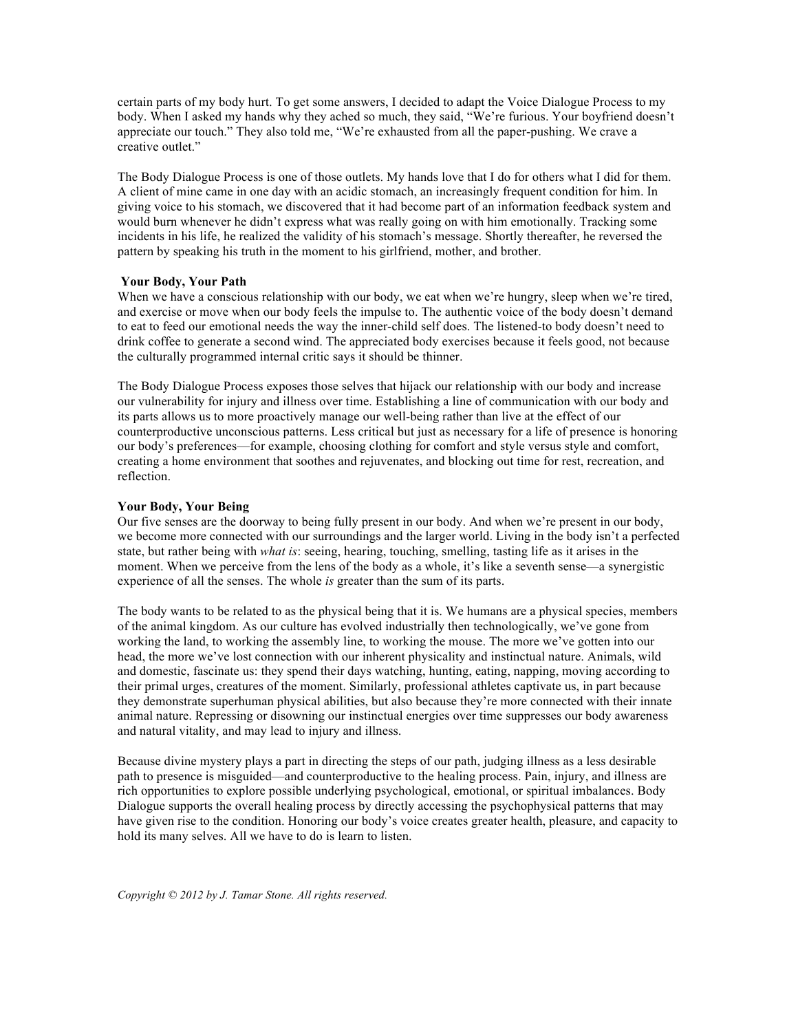certain parts of my body hurt. To get some answers, I decided to adapt the Voice Dialogue Process to my body. When I asked my hands why they ached so much, they said, "We're furious. Your boyfriend doesn't appreciate our touch." They also told me, "We're exhausted from all the paper-pushing. We crave a creative outlet."

The Body Dialogue Process is one of those outlets. My hands love that I do for others what I did for them. A client of mine came in one day with an acidic stomach, an increasingly frequent condition for him. In giving voice to his stomach, we discovered that it had become part of an information feedback system and would burn whenever he didn't express what was really going on with him emotionally. Tracking some incidents in his life, he realized the validity of his stomach's message. Shortly thereafter, he reversed the pattern by speaking his truth in the moment to his girlfriend, mother, and brother.

**Your Body, Your Path**

When we have a conscious relationship with our body, we eat when we're hungry, sleep when we're tired, and exercise or move when our body feels the impulse to. The authentic voice of the body doesn't demand to eat to feed our emotional needs the way the inner-child self does. The listened-to body doesn't need to drink coffee to generate a second wind. The appreciated body exercises because it feels good, not because the culturally programmed internal critic says it should be thinner.

The Body Dialogue Process exposes those selves that hijack our relationship with our body and increase our vulnerability for injury and illness over time. Establishing a line of communication with our body and its parts allows us to more proactively manage our well-being rather than live at the effect of our counterproductive unconscious patterns. Less critical but just as necessary for a life of presence is honoring our body's preferences—for example, choosing clothing for comfort and style versus style and comfort, creating a home environment that soothes and rejuvenates, and blocking out time for rest, recreation, and reflection.

**Your Body, Your Being**

Our five senses are the doorway to being fully present in our body. And when we're present in our body, we become more connected with our surroundings and the larger world. Living in the body isn't a perfected state, but rather being with *what is*: seeing, hearing, touching, smelling, tasting life as it arises in the moment. When we perceive from the lens of the body as a whole, it's like a seventh sense—a synergistic experience of all the senses. The whole *is* greater than the sum of its parts.

The body wants to be related to as the physical being that it is. We humans are a physical species, members of the animal kingdom. As our culture has evolved industrially then technologically, we've gone from working the land, to working the assembly line, to working the mouse. The more we've gotten into our head, the more we've lost connection with our inherent physicality and instinctual nature. Animals, wild and domestic, fascinate us: they spend their days watching, hunting, eating, napping, moving according to their primal urges, creatures of the moment. Similarly, professional athletes captivate us, in part because they demonstrate superhuman physical abilities, but also because they're more connected with their innate animal nature. Repressing or disowning our instinctual energies over time suppresses our body awareness and natural vitality, and may lead to injury and illness.

Because divine mystery plays a part in directing the steps of our path, judging illness as a less desirable path to presence is misguided—and counterproductive to the healing process. Pain, injury, and illness are rich opportunities to explore possible underlying psychological, emotional, or spiritual imbalances. Body Dialogue supports the overall healing process by directly accessing the psychophysical patterns that may have given rise to the condition. Honoring our body's voice creates greater health, pleasure, and capacity to hold its many selves. All we have to do is learn to listen.

*Copyright © 2012 by J. Tamar Stone. All rights reserved.*